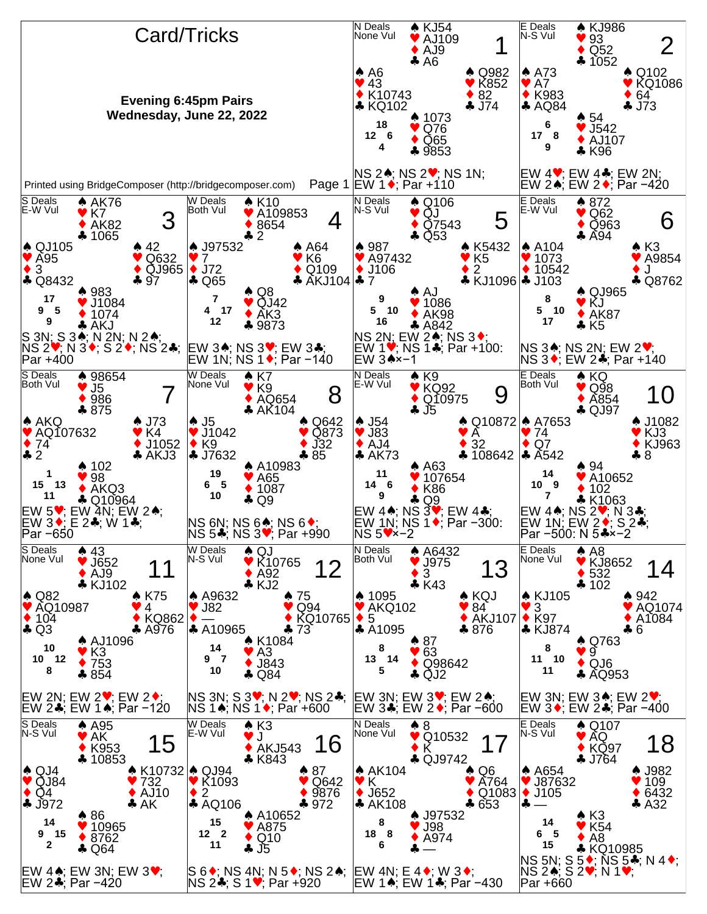# Card/Tricks

**Evening 6:45pm Pairs**
**Wednesday, June 22, 2022**

Printed using BridgeComposer (http://bridgecomposer.com)

## Board 1
N Deals, None Vul

- North: ♠ KJ54 ♥ AJ109 ♦ AJ9 ♣ A6
- West: ♠ A6 ♥ 43 ♦ K10743 ♣ KQ102
- East: ♠ Q982 ♥ K852 ♦ 82 ♣ J74
- South: ♠ 1073 ♥ Q76 ♦ Q65 ♣ 9853

HCP: N 18, W 12, E 6, S 4

NS 2♠; NS 2♥; NS 1N; EW 1♦; Par +110

## Board 2
E Deals, N-S Vul

- North: ♠ KJ986 ♥ 93 ♦ Q52 ♣ 1052
- West: ♠ A73 ♥ A7 ♦ K983 ♣ AQ84
- East: ♠ Q102 ♥ KQ1086 ♦ 64 ♣ J73
- South: ♠ 54 ♥ J542 ♦ AJ107 ♣ K96

HCP: N 6, W 17, E 8, S 9

EW 4♥; EW 4♣; EW 2N; EW 2♠; EW 2♦; Par −420

## Board 3
S Deals, E-W Vul

- North: ♠ AK76 ♥ K7 ♦ AK82 ♣ 1065
- West: ♠ QJ105 ♥ A95 ♦ 3 ♣ Q8432
- East: ♠ 42 ♥ Q632 ♦ QJ965 ♣ 97
- South: ♠ 983 ♥ J1084 ♦ 1074 ♣ AKJ

HCP: N 17, W 9, E 5, S 9

S 3N; S 3♠; N 2N; N 2♠; NS 2♥; N 3♦; S 2♦; NS 2♣; Par +400

## Board 4
W Deals, Both Vul

- North: ♠ K10 ♥ A109853 ♦ 8654 ♣ 2
- West: ♠ J97532 ♥ 7 ♦ J72 ♣ Q65
- East: ♠ A64 ♥ K6 ♦ Q109 ♣ AKJ104
- South: ♠ Q8 ♥ QJ42 ♦ AK3 ♣ 9873

HCP: N 7, W 4, E 17, S 12

EW 3♠; NS 3♥; EW 3♣; EW 1N; NS 1♦; Par −140

## Board 5
N Deals, N-S Vul

- North: ♠ Q106 ♥ QJ ♦ Q7543 ♣ Q53
- West: ♠ 987 ♥ A97432 ♦ J106 ♣ 7
- East: ♠ K5432 ♥ K5 ♦ 2 ♣ KJ1096
- South: ♠ AJ ♥ 1086 ♦ AK98 ♣ A842

HCP: N 9, W 5, E 10, S 16

NS 2N; EW 2♠; NS 3♦; EW 1♥; NS 1♣; Par +100: EW 3♠×−1

## Board 6
E Deals, E-W Vul

- North: ♠ 872 ♥ Q62 ♦ Q963 ♣ A94
- West: ♠ A104 ♥ 1073 ♦ 10542 ♣ J103
- East: ♠ K3 ♥ A9854 ♦ J ♣ Q8762
- South: ♠ QJ965 ♥ KJ ♦ AK87 ♣ K5

HCP: N 8, W 5, E 10, S 17

NS 3♠; NS 2N; EW 2♥; NS 3♦; EW 2♣; Par +140

## Board 7
S Deals, Both Vul

- North: ♠ 98654 ♥ J5 ♦ 986 ♣ 875
- West: ♠ AKQ ♥ AQ107632 ♦ 74 ♣ 2
- East: ♠ J73 ♥ K4 ♦ J1052 ♣ AKJ3
- South: ♠ 102 ♥ 98 ♦ AKQ3 ♣ Q10964

HCP: N 1, W 15, E 13, S 11

EW 5♥; EW 4N; EW 2♠; EW 3♦; E 2♣; W 1♣; Par −650

## Board 8
W Deals, None Vul

- North: ♠ K7 ♥ K9 ♦ AQ654 ♣ AK104
- West: ♠ J5 ♥ J1042 ♦ K9 ♣ J7632
- East: ♠ Q642 ♥ Q873 ♦ J32 ♣ 85
- South: ♠ A10983 ♥ A65 ♦ 1087 ♣ Q9

HCP: N 19, W 6, E 5, S 10

NS 6N; NS 6♠; NS 6♦; NS 5♣; NS 3♥; Par +990

## Board 9
N Deals, E-W Vul

- North: ♠ K9 ♥ KQ92 ♦ Q10975 ♣ J5
- West: ♠ J54 ♥ J83 ♦ AJ4 ♣ AK73
- East: ♠ Q10872 ♥ A ♦ 32 ♣ 108642
- South: ♠ A63 ♥ 107654 ♦ K86 ♣ Q9

HCP: N 11, W 14, E 6, S 9

EW 4♠; NS 3♥; EW 4♣; EW 1N; NS 1♦; Par −300: NS 5♥×−2

## Board 10
E Deals, Both Vul

- North: ♠ KQ ♥ Q98 ♦ A854 ♣ QJ97
- West: ♠ A7653 ♥ 74 ♦ Q7 ♣ A542
- East: ♠ J1082 ♥ KJ3 ♦ KJ963 ♣ 8
- South: ♠ 94 ♥ A10652 ♦ 102 ♣ K1063

HCP: N 14, W 10, E 9, S 7

EW 4♠; NS 2♥; N 3♣; EW 1N; EW 2♦; S 2♣; Par −500: N 5♣×−2

## Board 11
S Deals, None Vul

- North: ♠ 43 ♥ J652 ♦ AJ9 ♣ KJ102
- West: ♠ Q82 ♥ AQ10987 ♦ 104 ♣ Q3
- East: ♠ K75 ♥ 4 ♦ KQ862 ♣ A976
- South: ♠ AJ1096 ♥ K3 ♦ 753 ♣ 854

HCP: N 10, W 10, E 12, S 8

EW 2N; EW 2♥; EW 2♦; EW 2♣; EW 1♠; Par −120

## Board 12
W Deals, N-S Vul

- North: ♠ QJ ♥ K10765 ♦ A92 ♣ KJ2
- West: ♠ A9632 ♥ J82 ♦ — ♣ A10965
- East: ♠ 75 ♥ Q94 ♦ KQ10765 ♣ 73
- South: ♠ K1084 ♥ A3 ♦ J843 ♣ Q84

HCP: N 14, W 9, E 7, S 10

NS 3N; S 3♥; N 2♥; NS 2♣; NS 1♠; NS 1♦; Par +600

## Board 13
N Deals, Both Vul

- North: ♠ A6432 ♥ J975 ♦ 3 ♣ K43
- West: ♠ 1095 ♥ AKQ102 ♦ 5 ♣ A1095
- East: ♠ KQJ ♥ 84 ♦ AKJ107 ♣ 876
- South: ♠ 87 ♥ 63 ♦ Q98642 ♣ QJ2

HCP: N 8, W 13, E 14, S 5

EW 3N; EW 3♥; EW 2♠; EW 3♣; EW 2♦; Par −600

## Board 14
E Deals, None Vul

- North: ♠ A8 ♥ KJ8652 ♦ 532 ♣ 102
- West: ♠ KJ105 ♥ 3 ♦ K97 ♣ KJ874
- East: ♠ 942 ♥ AQ1074 ♦ A1084 ♣ 6
- South: ♠ Q763 ♥ 9 ♦ QJ6 ♣ AQ953

HCP: N 8, W 11, E 10, S 11

EW 3N; EW 3♠; EW 2♥; EW 3♦; EW 2♣; Par −400

## Board 15
S Deals, N-S Vul

- North: ♠ A95 ♥ AK ♦ K953 ♣ 10853
- West: ♠ QJ4 ♥ QJ84 ♦ Q4 ♣ J972
- East: ♠ K10732 ♥ 732 ♦ AJ10 ♣ AK
- South: ♠ 86 ♥ 10965 ♦ 8762 ♣ Q64

HCP: N 14, W 9, E 15, S 2

EW 4♠; EW 3N; EW 3♥; EW 2♣; Par −420

## Board 16
W Deals, E-W Vul

- North: ♠ K3 ♥ J ♦ AKJ543 ♣ K843
- West: ♠ QJ94 ♥ K1093 ♦ 2 ♣ AQ106
- East: ♠ 87 ♥ Q642 ♦ 9876 ♣ 972
- South: ♠ A10652 ♥ A875 ♦ Q10 ♣ J5

HCP: N 15, W 12, E 2, S 11

S 6♦; NS 4N; N 5♦; NS 2♠; NS 2♣; S 1♥; Par +920

## Board 17
N Deals, None Vul

- North: ♠ 8 ♥ Q10532 ♦ K ♣ QJ9742
- West: ♠ AK104 ♥ K ♦ J652 ♣ AK108
- East: ♠ Q6 ♥ A764 ♦ Q1083 ♣ 653
- South: ♠ J97532 ♥ J98 ♦ A974 ♣ —

HCP: N 8, W 18, E 8, S 6

EW 4N; E 4♦; W 3♦; EW 1♠; EW 1♣; Par −430

## Board 18
E Deals, N-S Vul

- North: ♠ Q107 ♥ AQ ♦ KQ97 ♣ J764
- West: ♠ A654 ♥ J87632 ♦ J105 ♣ —
- East: ♠ J982 ♥ 109 ♦ 6432 ♣ A32
- South: ♠ K3 ♥ K54 ♦ A8 ♣ KQ10985

HCP: N 14, W 6, E 5, S 15

NS 5N; S 5♦; NS 5♣; N 4♦; NS 2♠; S 2♥; N 1♥; Par +660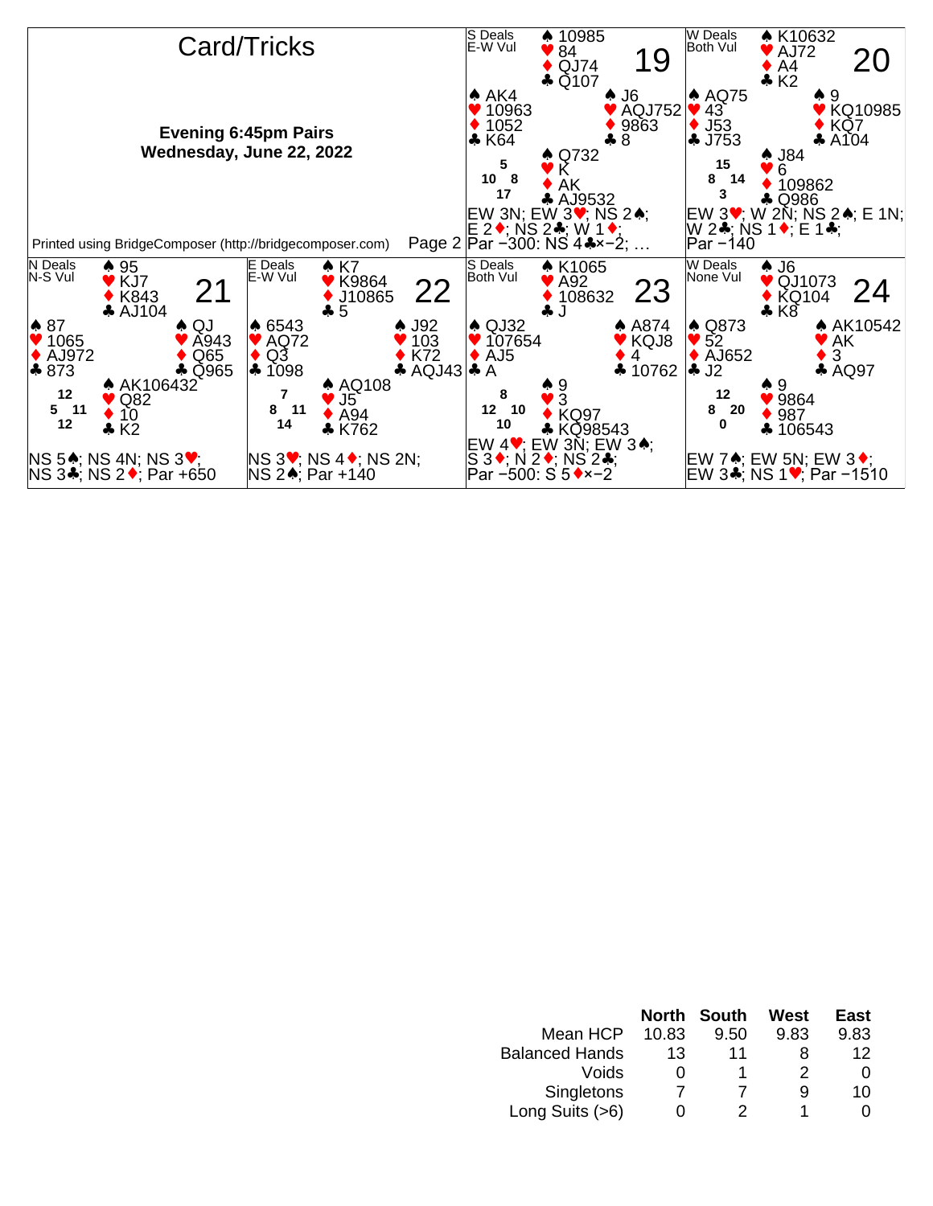# Card/Tricks

**Evening 6:45pm Pairs**
**Wednesday, June 22, 2022**

Printed using BridgeComposer (http://bridgecomposer.com)

## Board 19

S Deals, E-W Vul

North: ♠ 10985 ♥ 84 ♦ QJ74 ♣ Q107

West: ♠ AK4 ♥ 10963 ♦ 1052 ♣ K64

East: ♠ J6 ♥ AQJ752 ♦ 9863 ♣ 8

South: ♠ Q732 ♥ K ♦ AK ♣ AJ9532

HCP: N 5, W 10, E 8, S 17

EW 3N; EW 3♥; NS 2♠; E 2♦; NS 2♣; W 1♦; Par −300: NS 4♣×−2; …

## Board 20

W Deals, Both Vul

North: ♠ K10632 ♥ AJ72 ♦ A4 ♣ K2

West: ♠ AQ75 ♥ 43 ♦ J53 ♣ J753

East: ♠ 9 ♥ KQ10985 ♦ KQ7 ♣ A104

South: ♠ J84 ♥ 6 ♦ 109862 ♣ Q986

HCP: N 15, W 8, E 14, S 3

EW 3♥; W 2N; NS 2♠; E 1N; W 2♣; NS 1♦; E 1♣; Par −140

## Board 21

N Deals, N-S Vul

North: ♠ 95 ♥ KJ7 ♦ K843 ♣ AJ104

West: ♠ 87 ♥ 1065 ♦ AJ972 ♣ 873

East: ♠ QJ ♥ A943 ♦ Q65 ♣ Q965

South: ♠ AK106432 ♥ Q82 ♦ 10 ♣ K2

HCP: N 12, W 5, E 11, S 12

NS 5♠; NS 4N; NS 3♥; NS 3♣; NS 2♦; Par +650

## Board 22

E Deals, E-W Vul

North: ♠ K7 ♥ K9864 ♦ J10865 ♣ 5

West: ♠ 6543 ♥ AQ72 ♦ Q3 ♣ 1098

East: ♠ J92 ♥ 103 ♦ K72 ♣ AQJ43

South: ♠ AQ108 ♥ J5 ♦ A94 ♣ K762

HCP: N 7, W 8, E 11, S 14

NS 3♥; NS 4♦; NS 2N; NS 2♠; Par +140

## Board 23

S Deals, Both Vul

North: ♠ K1065 ♥ A92 ♦ 108632 ♣ J

West: ♠ QJ32 ♥ 107654 ♦ AJ5 ♣ A

East: ♠ A874 ♥ KQJ8 ♦ 4 ♣ 10762

South: ♠ 9 ♥ 3 ♦ KQ97 ♣ KQ98543

HCP: N 8, W 12, E 10, S 10

EW 4♥; EW 3N; EW 3♠; S 3♦; N 2♦; NS 2♣; Par −500: S 5♦×−2

## Board 24

W Deals, None Vul

North: ♠ J6 ♥ QJ1073 ♦ KQ104 ♣ K8

West: ♠ Q873 ♥ 52 ♦ AJ652 ♣ J2

East: ♠ AK10542 ♥ AK ♦ 3 ♣ AQ97

South: ♠ 9 ♥ 9864 ♦ 987 ♣ 106543

HCP: N 12, W 8, E 20, S 0

EW 7♠; EW 5N; EW 3♦; EW 3♣; NS 1♥; Par −1510

| | North | South | West | East |
|---|---|---|---|---|
| Mean HCP | 10.83 | 9.50 | 9.83 | 9.83 |
| Balanced Hands | 13 | 11 | 8 | 12 |
| Voids | 0 | 1 | 2 | 0 |
| Singletons | 7 | 7 | 9 | 10 |
| Long Suits (>6) | 0 | 2 | 1 | 0 |